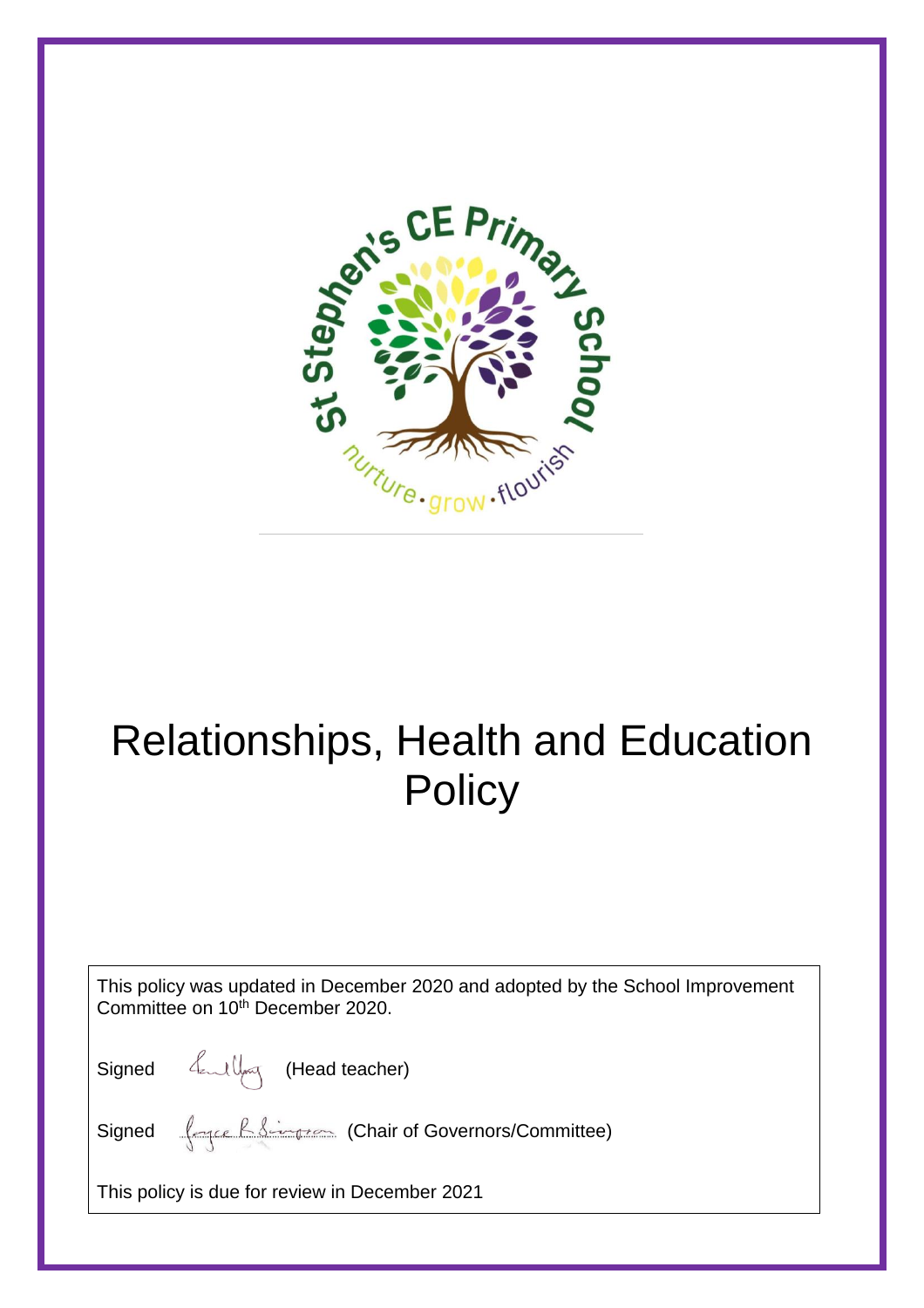St Stephen's CE Primary School

nurture · grow · flourish

# Relationships, Health and Education Policy

This policy was updated in December 2020 and adopted by the School Improvement Committee on 10th December 2020.

Signed (Head teacher)

Signed (Chair of Governors/Committee)

This policy is due for review in December 2021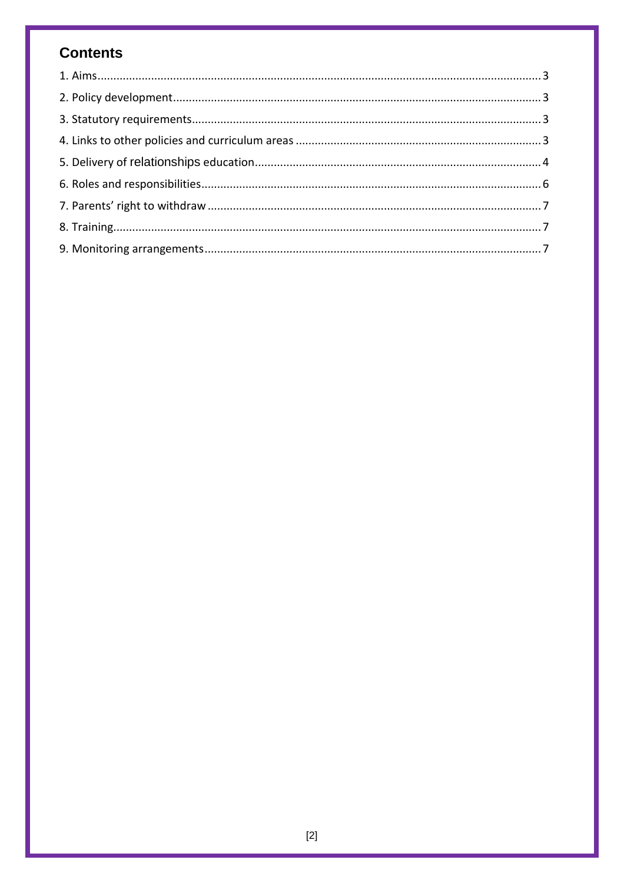## Contents

1. Aims........................................................................................................................................3
2. Policy development.................................................................................................................3
3. Statutory requirements............................................................................................................3
4. Links to other policies and curriculum areas ...........................................................................3
5. Delivery of relationships education........................................................................................4
6. Roles and responsibilities.........................................................................................................6
7. Parents' right to withdraw .......................................................................................................7
8. Training....................................................................................................................................7
9. Monitoring arrangements........................................................................................................7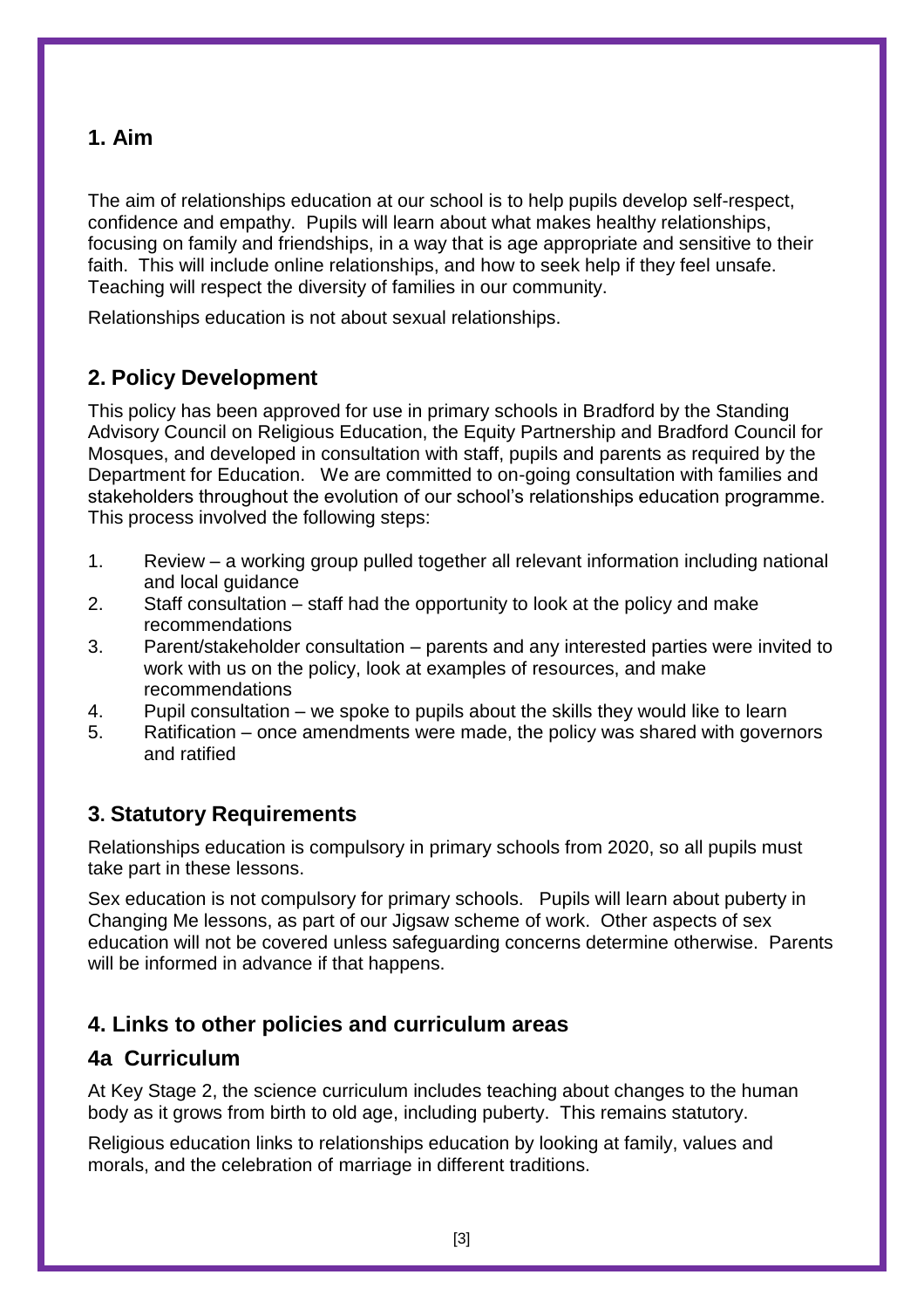## 1. Aim

The aim of relationships education at our school is to help pupils develop self-respect, confidence and empathy. Pupils will learn about what makes healthy relationships, focusing on family and friendships, in a way that is age appropriate and sensitive to their faith. This will include online relationships, and how to seek help if they feel unsafe. Teaching will respect the diversity of families in our community.

Relationships education is not about sexual relationships.

## 2. Policy Development

This policy has been approved for use in primary schools in Bradford by the Standing Advisory Council on Religious Education, the Equity Partnership and Bradford Council for Mosques, and developed in consultation with staff, pupils and parents as required by the Department for Education. We are committed to on-going consultation with families and stakeholders throughout the evolution of our school's relationships education programme. This process involved the following steps:

1. Review – a working group pulled together all relevant information including national and local guidance
2. Staff consultation – staff had the opportunity to look at the policy and make recommendations
3. Parent/stakeholder consultation – parents and any interested parties were invited to work with us on the policy, look at examples of resources, and make recommendations
4. Pupil consultation – we spoke to pupils about the skills they would like to learn
5. Ratification – once amendments were made, the policy was shared with governors and ratified

## 3. Statutory Requirements

Relationships education is compulsory in primary schools from 2020, so all pupils must take part in these lessons.

Sex education is not compulsory for primary schools. Pupils will learn about puberty in Changing Me lessons, as part of our Jigsaw scheme of work. Other aspects of sex education will not be covered unless safeguarding concerns determine otherwise. Parents will be informed in advance if that happens.

## 4. Links to other policies and curriculum areas

### 4a Curriculum

At Key Stage 2, the science curriculum includes teaching about changes to the human body as it grows from birth to old age, including puberty. This remains statutory.

Religious education links to relationships education by looking at family, values and morals, and the celebration of marriage in different traditions.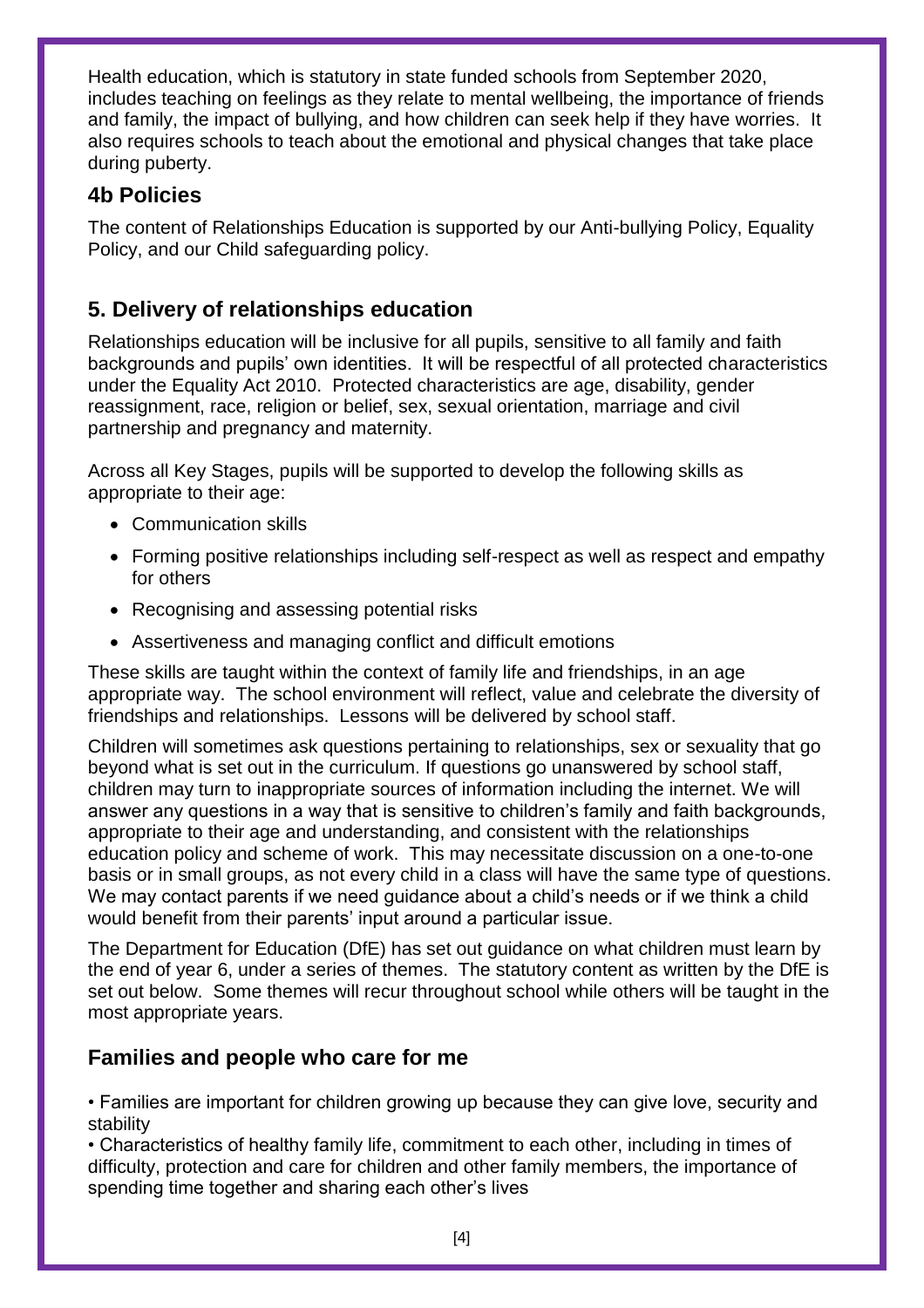Health education, which is statutory in state funded schools from September 2020, includes teaching on feelings as they relate to mental wellbeing, the importance of friends and family, the impact of bullying, and how children can seek help if they have worries. It also requires schools to teach about the emotional and physical changes that take place during puberty.

## 4b Policies

The content of Relationships Education is supported by our Anti-bullying Policy, Equality Policy, and our Child safeguarding policy.

## 5. Delivery of relationships education

Relationships education will be inclusive for all pupils, sensitive to all family and faith backgrounds and pupils' own identities. It will be respectful of all protected characteristics under the Equality Act 2010. Protected characteristics are age, disability, gender reassignment, race, religion or belief, sex, sexual orientation, marriage and civil partnership and pregnancy and maternity.

Across all Key Stages, pupils will be supported to develop the following skills as appropriate to their age:

- Communication skills
- Forming positive relationships including self-respect as well as respect and empathy for others
- Recognising and assessing potential risks
- Assertiveness and managing conflict and difficult emotions

These skills are taught within the context of family life and friendships, in an age appropriate way. The school environment will reflect, value and celebrate the diversity of friendships and relationships. Lessons will be delivered by school staff.

Children will sometimes ask questions pertaining to relationships, sex or sexuality that go beyond what is set out in the curriculum. If questions go unanswered by school staff, children may turn to inappropriate sources of information including the internet. We will answer any questions in a way that is sensitive to children's family and faith backgrounds, appropriate to their age and understanding, and consistent with the relationships education policy and scheme of work. This may necessitate discussion on a one-to-one basis or in small groups, as not every child in a class will have the same type of questions. We may contact parents if we need guidance about a child's needs or if we think a child would benefit from their parents' input around a particular issue.

The Department for Education (DfE) has set out guidance on what children must learn by the end of year 6, under a series of themes. The statutory content as written by the DfE is set out below. Some themes will recur throughout school while others will be taught in the most appropriate years.

## Families and people who care for me

- Families are important for children growing up because they can give love, security and stability
- Characteristics of healthy family life, commitment to each other, including in times of difficulty, protection and care for children and other family members, the importance of spending time together and sharing each other's lives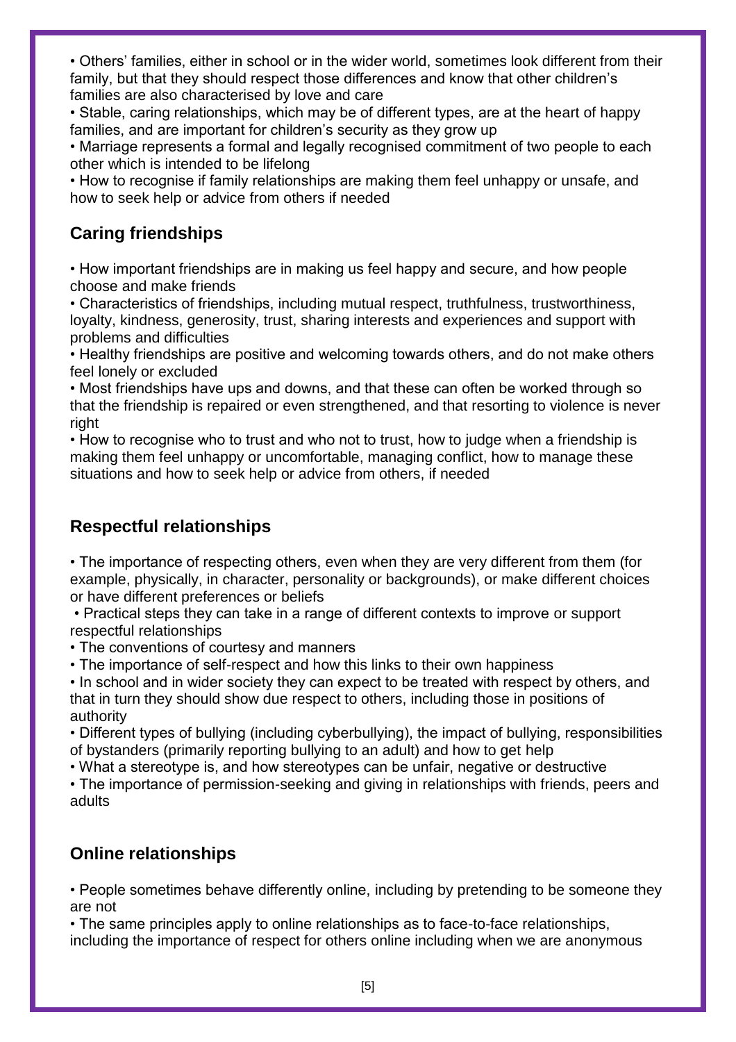- Others' families, either in school or in the wider world, sometimes look different from their family, but that they should respect those differences and know that other children's families are also characterised by love and care
- Stable, caring relationships, which may be of different types, are at the heart of happy families, and are important for children's security as they grow up
- Marriage represents a formal and legally recognised commitment of two people to each other which is intended to be lifelong
- How to recognise if family relationships are making them feel unhappy or unsafe, and how to seek help or advice from others if needed

## Caring friendships

- How important friendships are in making us feel happy and secure, and how people choose and make friends
- Characteristics of friendships, including mutual respect, truthfulness, trustworthiness, loyalty, kindness, generosity, trust, sharing interests and experiences and support with problems and difficulties
- Healthy friendships are positive and welcoming towards others, and do not make others feel lonely or excluded
- Most friendships have ups and downs, and that these can often be worked through so that the friendship is repaired or even strengthened, and that resorting to violence is never right
- How to recognise who to trust and who not to trust, how to judge when a friendship is making them feel unhappy or uncomfortable, managing conflict, how to manage these situations and how to seek help or advice from others, if needed

## Respectful relationships

- The importance of respecting others, even when they are very different from them (for example, physically, in character, personality or backgrounds), or make different choices or have different preferences or beliefs
- Practical steps they can take in a range of different contexts to improve or support respectful relationships
- The conventions of courtesy and manners
- The importance of self-respect and how this links to their own happiness
- In school and in wider society they can expect to be treated with respect by others, and that in turn they should show due respect to others, including those in positions of authority
- Different types of bullying (including cyberbullying), the impact of bullying, responsibilities of bystanders (primarily reporting bullying to an adult) and how to get help
- What a stereotype is, and how stereotypes can be unfair, negative or destructive
- The importance of permission-seeking and giving in relationships with friends, peers and adults

## Online relationships

- People sometimes behave differently online, including by pretending to be someone they are not
- The same principles apply to online relationships as to face-to-face relationships, including the importance of respect for others online including when we are anonymous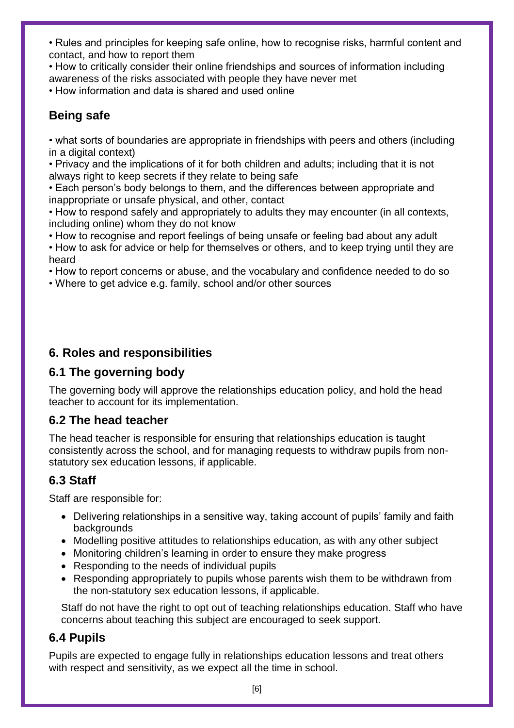• Rules and principles for keeping safe online, how to recognise risks, harmful content and contact, and how to report them
• How to critically consider their online friendships and sources of information including awareness of the risks associated with people they have never met
• How information and data is shared and used online

### Being safe

• what sorts of boundaries are appropriate in friendships with peers and others (including in a digital context)
• Privacy and the implications of it for both children and adults; including that it is not always right to keep secrets if they relate to being safe
• Each person's body belongs to them, and the differences between appropriate and inappropriate or unsafe physical, and other, contact
• How to respond safely and appropriately to adults they may encounter (in all contexts, including online) whom they do not know
• How to recognise and report feelings of being unsafe or feeling bad about any adult
• How to ask for advice or help for themselves or others, and to keep trying until they are heard
• How to report concerns or abuse, and the vocabulary and confidence needed to do so
• Where to get advice e.g. family, school and/or other sources

## 6. Roles and responsibilities

### 6.1 The governing body

The governing body will approve the relationships education policy, and hold the head teacher to account for its implementation.

### 6.2 The head teacher

The head teacher is responsible for ensuring that relationships education is taught consistently across the school, and for managing requests to withdraw pupils from non-statutory sex education lessons, if applicable.

### 6.3 Staff

Staff are responsible for:

- Delivering relationships in a sensitive way, taking account of pupils' family and faith backgrounds
- Modelling positive attitudes to relationships education, as with any other subject
- Monitoring children's learning in order to ensure they make progress
- Responding to the needs of individual pupils
- Responding appropriately to pupils whose parents wish them to be withdrawn from the non-statutory sex education lessons, if applicable.

Staff do not have the right to opt out of teaching relationships education. Staff who have concerns about teaching this subject are encouraged to seek support.

### 6.4 Pupils

Pupils are expected to engage fully in relationships education lessons and treat others with respect and sensitivity, as we expect all the time in school.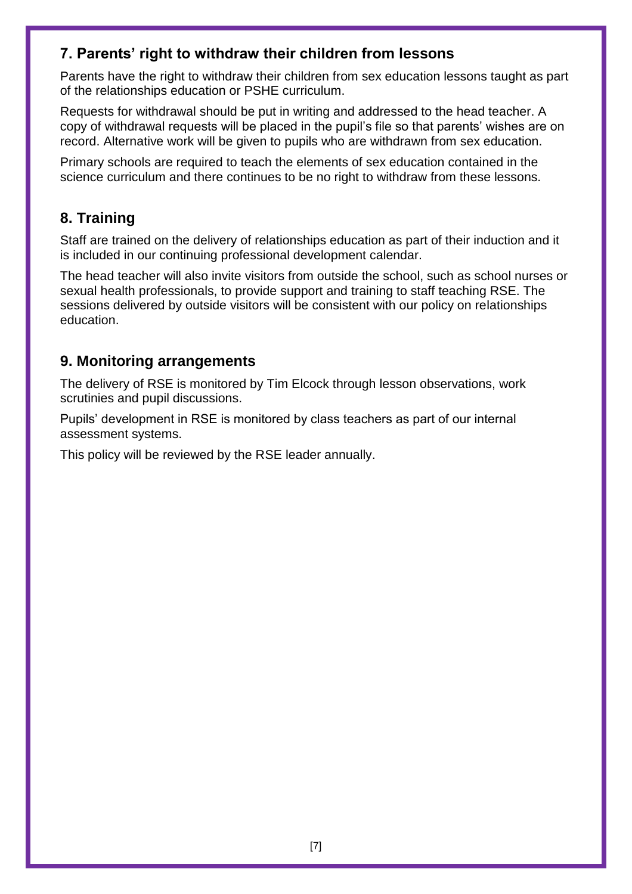## 7. Parents' right to withdraw their children from lessons

Parents have the right to withdraw their children from sex education lessons taught as part of the relationships education or PSHE curriculum.

Requests for withdrawal should be put in writing and addressed to the head teacher. A copy of withdrawal requests will be placed in the pupil's file so that parents' wishes are on record. Alternative work will be given to pupils who are withdrawn from sex education.

Primary schools are required to teach the elements of sex education contained in the science curriculum and there continues to be no right to withdraw from these lessons.

## 8. Training

Staff are trained on the delivery of relationships education as part of their induction and it is included in our continuing professional development calendar.

The head teacher will also invite visitors from outside the school, such as school nurses or sexual health professionals, to provide support and training to staff teaching RSE. The sessions delivered by outside visitors will be consistent with our policy on relationships education.

## 9. Monitoring arrangements

The delivery of RSE is monitored by Tim Elcock through lesson observations, work scrutinies and pupil discussions.

Pupils' development in RSE is monitored by class teachers as part of our internal assessment systems.

This policy will be reviewed by the RSE leader annually.